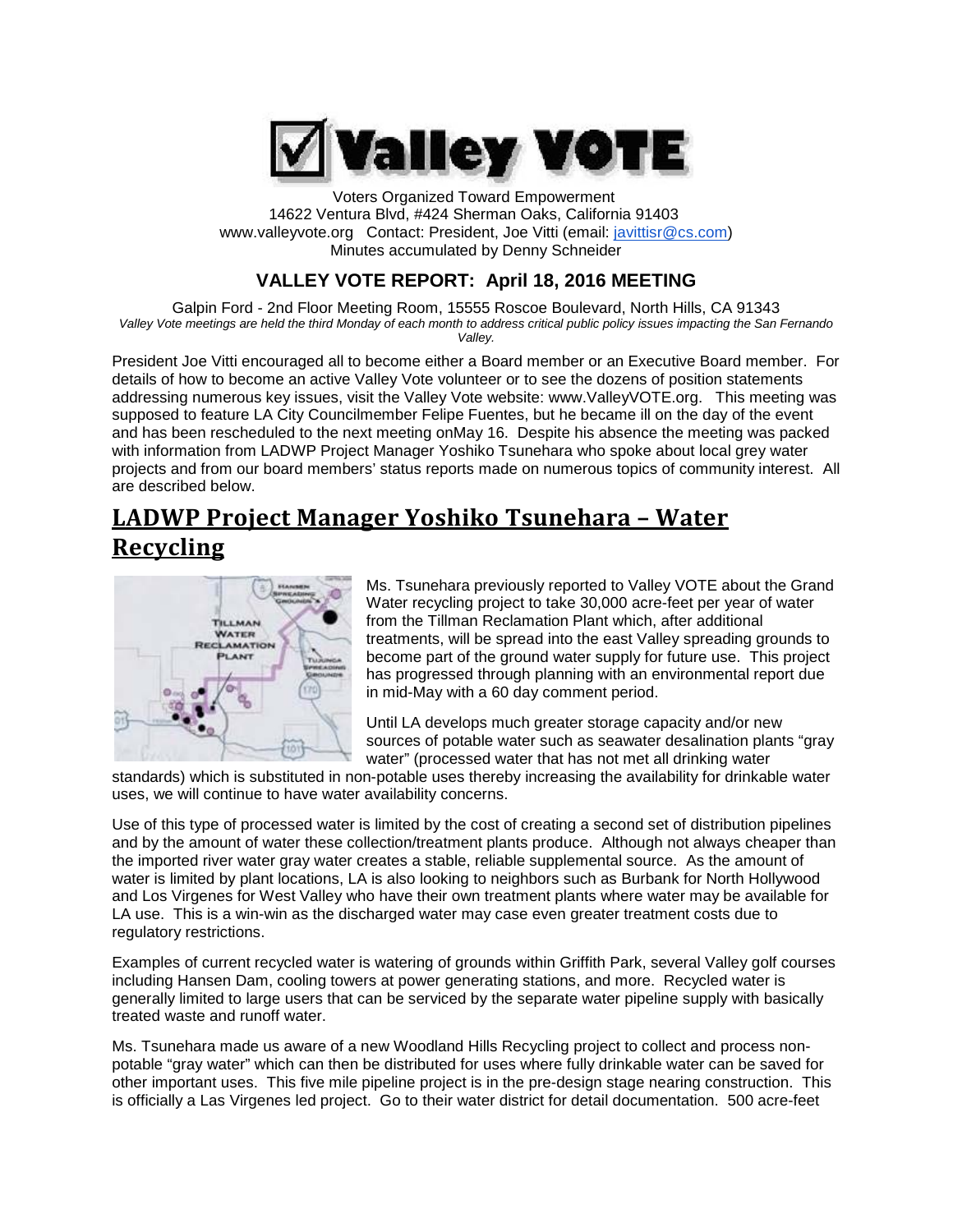# ☑ Valley VOTE

Voters Organized Toward Empowerment
14622 Ventura Blvd, #424 Sherman Oaks, California 91403
www.valleyvote.org Contact: President, Joe Vitti (email: javittisr@cs.com)
Minutes accumulated by Denny Schneider

## VALLEY VOTE REPORT: April 18, 2016 MEETING

Galpin Ford - 2nd Floor Meeting Room, 15555 Roscoe Boulevard, North Hills, CA 91343
*Valley Vote meetings are held the third Monday of each month to address critical public policy issues impacting the San Fernando Valley.*

President Joe Vitti encouraged all to become either a Board member or an Executive Board member. For details of how to become an active Valley Vote volunteer or to see the dozens of position statements addressing numerous key issues, visit the Valley Vote website: www.ValleyVOTE.org. This meeting was supposed to feature LA City Councilmember Felipe Fuentes, but he became ill on the day of the event and has been rescheduled to the next meeting onMay 16. Despite his absence the meeting was packed with information from LADWP Project Manager Yoshiko Tsunehara who spoke about local grey water projects and from our board members' status reports made on numerous topics of community interest. All are described below.

## LADWP Project Manager Yoshiko Tsunehara – Water Recycling

Ms. Tsunehara previously reported to Valley VOTE about the Grand Water recycling project to take 30,000 acre-feet per year of water from the Tillman Reclamation Plant which, after additional treatments, will be spread into the east Valley spreading grounds to become part of the ground water supply for future use. This project has progressed through planning with an environmental report due in mid-May with a 60 day comment period.

Until LA develops much greater storage capacity and/or new sources of potable water such as seawater desalination plants "gray water" (processed water that has not met all drinking water standards) which is substituted in non-potable uses thereby increasing the availability for drinkable water uses, we will continue to have water availability concerns.

Use of this type of processed water is limited by the cost of creating a second set of distribution pipelines and by the amount of water these collection/treatment plants produce. Although not always cheaper than the imported river water gray water creates a stable, reliable supplemental source. As the amount of water is limited by plant locations, LA is also looking to neighbors such as Burbank for North Hollywood and Los Virgenes for West Valley who have their own treatment plants where water may be available for LA use. This is a win-win as the discharged water may case even greater treatment costs due to regulatory restrictions.

Examples of current recycled water is watering of grounds within Griffith Park, several Valley golf courses including Hansen Dam, cooling towers at power generating stations, and more. Recycled water is generally limited to large users that can be serviced by the separate water pipeline supply with basically treated waste and runoff water.

Ms. Tsunehara made us aware of a new Woodland Hills Recycling project to collect and process non-potable "gray water" which can then be distributed for uses where fully drinkable water can be saved for other important uses. This five mile pipeline project is in the pre-design stage nearing construction. This is officially a Las Virgenes led project. Go to their water district for detail documentation. 500 acre-feet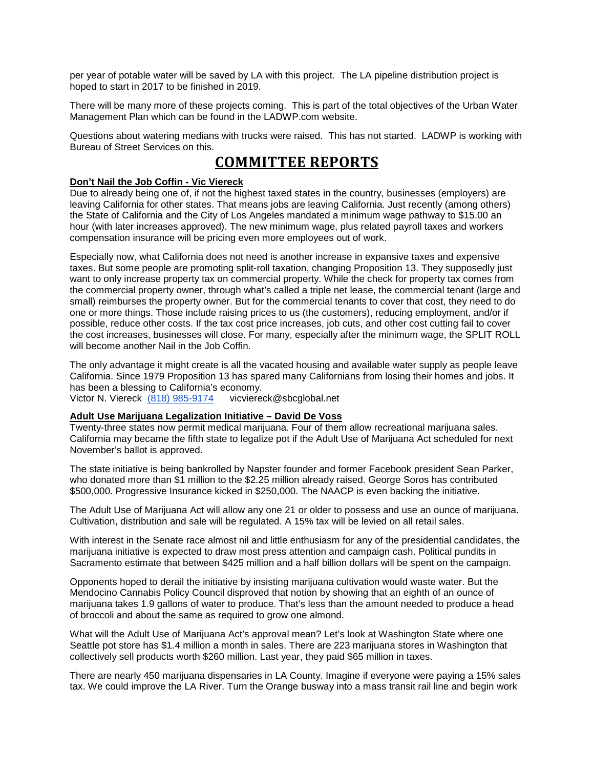per year of potable water will be saved by LA with this project. The LA pipeline distribution project is hoped to start in 2017 to be finished in 2019.

There will be many more of these projects coming. This is part of the total objectives of the Urban Water Management Plan which can be found in the LADWP.com website.

Questions about watering medians with trucks were raised. This has not started. LADWP is working with Bureau of Street Services on this.

# COMMITTEE REPORTS

**Don't Nail the Job Coffin - Vic Viereck**

Due to already being one of, if not the highest taxed states in the country, businesses (employers) are leaving California for other states. That means jobs are leaving California. Just recently (among others) the State of California and the City of Los Angeles mandated a minimum wage pathway to $15.00 an hour (with later increases approved). The new minimum wage, plus related payroll taxes and workers compensation insurance will be pricing even more employees out of work.

Especially now, what California does not need is another increase in expansive taxes and expensive taxes. But some people are promoting split-roll taxation, changing Proposition 13. They supposedly just want to only increase property tax on commercial property. While the check for property tax comes from the commercial property owner, through what's called a triple net lease, the commercial tenant (large and small) reimburses the property owner. But for the commercial tenants to cover that cost, they need to do one or more things. Those include raising prices to us (the customers), reducing employment, and/or if possible, reduce other costs. If the tax cost price increases, job cuts, and other cost cutting fail to cover the cost increases, businesses will close. For many, especially after the minimum wage, the SPLIT ROLL will become another Nail in the Job Coffin.

The only advantage it might create is all the vacated housing and available water supply as people leave California. Since 1979 Proposition 13 has spared many Californians from losing their homes and jobs. It has been a blessing to California's economy.
Victor N. Viereck (818) 985-9174 vicviereck@sbcglobal.net

**Adult Use Marijuana Legalization Initiative – David De Voss**

Twenty-three states now permit medical marijuana. Four of them allow recreational marijuana sales. California may became the fifth state to legalize pot if the Adult Use of Marijuana Act scheduled for next November's ballot is approved.

The state initiative is being bankrolled by Napster founder and former Facebook president Sean Parker, who donated more than $1 million to the $2.25 million already raised. George Soros has contributed $500,000. Progressive Insurance kicked in $250,000. The NAACP is even backing the initiative.

The Adult Use of Marijuana Act will allow any one 21 or older to possess and use an ounce of marijuana. Cultivation, distribution and sale will be regulated. A 15% tax will be levied on all retail sales.

With interest in the Senate race almost nil and little enthusiasm for any of the presidential candidates, the marijuana initiative is expected to draw most press attention and campaign cash. Political pundits in Sacramento estimate that between $425 million and a half billion dollars will be spent on the campaign.

Opponents hoped to derail the initiative by insisting marijuana cultivation would waste water. But the Mendocino Cannabis Policy Council disproved that notion by showing that an eighth of an ounce of marijuana takes 1.9 gallons of water to produce. That's less than the amount needed to produce a head of broccoli and about the same as required to grow one almond.

What will the Adult Use of Marijuana Act's approval mean? Let's look at Washington State where one Seattle pot store has $1.4 million a month in sales. There are 223 marijuana stores in Washington that collectively sell products worth $260 million. Last year, they paid $65 million in taxes.

There are nearly 450 marijuana dispensaries in LA County. Imagine if everyone were paying a 15% sales tax. We could improve the LA River. Turn the Orange busway into a mass transit rail line and begin work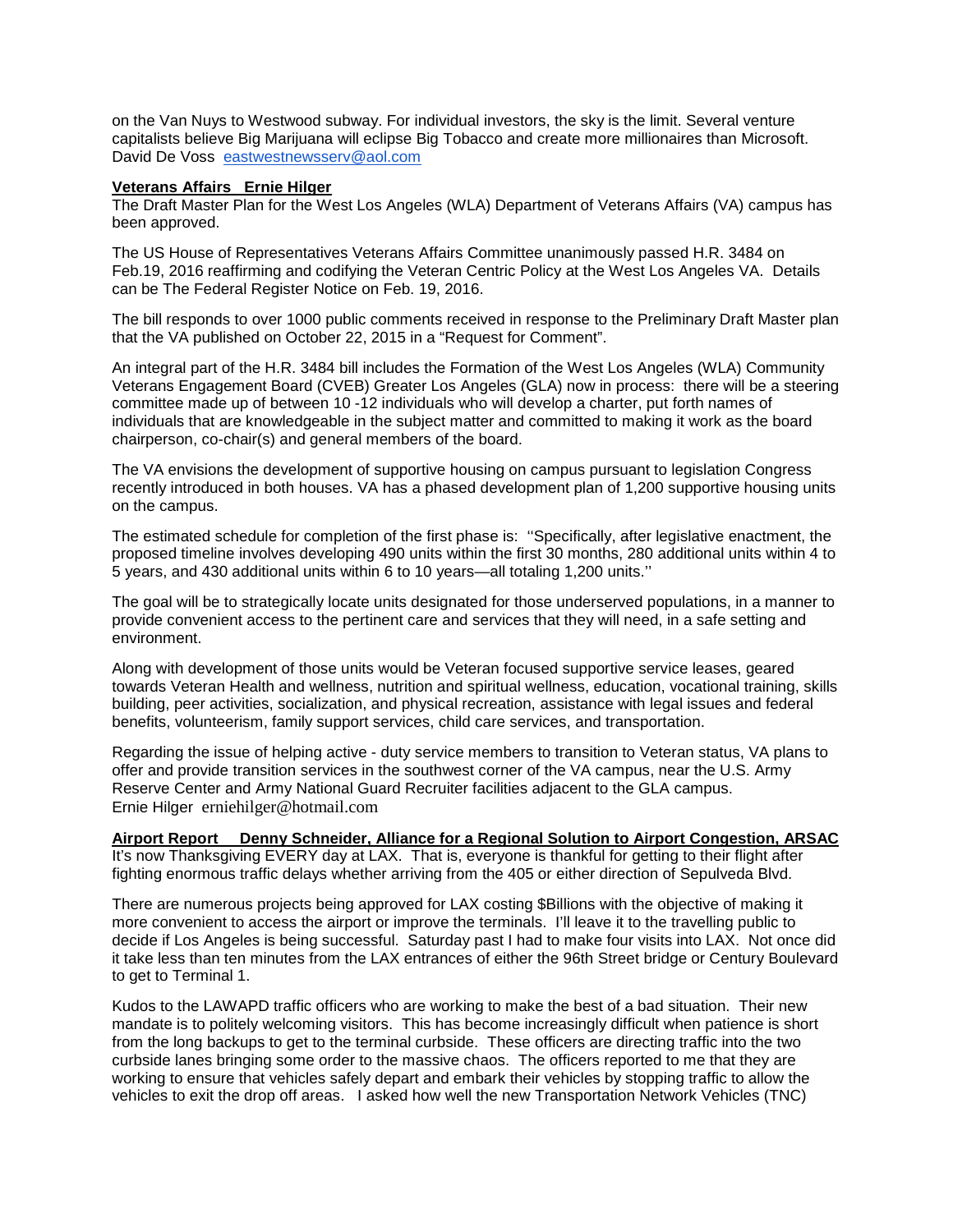on the Van Nuys to Westwood subway. For individual investors, the sky is the limit. Several venture capitalists believe Big Marijuana will eclipse Big Tobacco and create more millionaires than Microsoft.
David De Voss  eastwestnewsserv@aol.com

**Veterans Affairs   Ernie Hilger**

The Draft Master Plan for the West Los Angeles (WLA) Department of Veterans Affairs (VA) campus has been approved.

The US House of Representatives Veterans Affairs Committee unanimously passed H.R. 3484 on Feb.19, 2016 reaffirming and codifying the Veteran Centric Policy at the West Los Angeles VA.  Details can be The Federal Register Notice on Feb. 19, 2016.

The bill responds to over 1000 public comments received in response to the Preliminary Draft Master plan that the VA published on October 22, 2015 in a "Request for Comment".

An integral part of the H.R. 3484 bill includes the Formation of the West Los Angeles (WLA) Community Veterans Engagement Board (CVEB) Greater Los Angeles (GLA) now in process:  there will be a steering committee made up of between 10 -12 individuals who will develop a charter, put forth names of individuals that are knowledgeable in the subject matter and committed to making it work as the board chairperson, co-chair(s) and general members of the board.

The VA envisions the development of supportive housing on campus pursuant to legislation Congress recently introduced in both houses. VA has a phased development plan of 1,200 supportive housing units on the campus.

The estimated schedule for completion of the first phase is:  ''Specifically, after legislative enactment, the proposed timeline involves developing 490 units within the first 30 months, 280 additional units within 4 to 5 years, and 430 additional units within 6 to 10 years—all totaling 1,200 units.''

The goal will be to strategically locate units designated for those underserved populations, in a manner to provide convenient access to the pertinent care and services that they will need, in a safe setting and environment.

Along with development of those units would be Veteran focused supportive service leases, geared towards Veteran Health and wellness, nutrition and spiritual wellness, education, vocational training, skills building, peer activities, socialization, and physical recreation, assistance with legal issues and federal benefits, volunteerism, family support services, child care services, and transportation.

Regarding the issue of helping active - duty service members to transition to Veteran status, VA plans to offer and provide transition services in the southwest corner of the VA campus, near the U.S. Army Reserve Center and Army National Guard Recruiter facilities adjacent to the GLA campus.
Ernie Hilger  erniehilger@hotmail.com

**Airport Report    Denny Schneider, Alliance for a Regional Solution to Airport Congestion, ARSAC**

It's now Thanksgiving EVERY day at LAX.  That is, everyone is thankful for getting to their flight after fighting enormous traffic delays whether arriving from the 405 or either direction of Sepulveda Blvd.

There are numerous projects being approved for LAX costing $Billions with the objective of making it more convenient to access the airport or improve the terminals.  I'll leave it to the travelling public to decide if Los Angeles is being successful.  Saturday past I had to make four visits into LAX.  Not once did it take less than ten minutes from the LAX entrances of either the 96th Street bridge or Century Boulevard to get to Terminal 1.

Kudos to the LAWAPD traffic officers who are working to make the best of a bad situation.  Their new mandate is to politely welcoming visitors.  This has become increasingly difficult when patience is short from the long backups to get to the terminal curbside.  These officers are directing traffic into the two curbside lanes bringing some order to the massive chaos.  The officers reported to me that they are working to ensure that vehicles safely depart and embark their vehicles by stopping traffic to allow the vehicles to exit the drop off areas.   I asked how well the new Transportation Network Vehicles (TNC)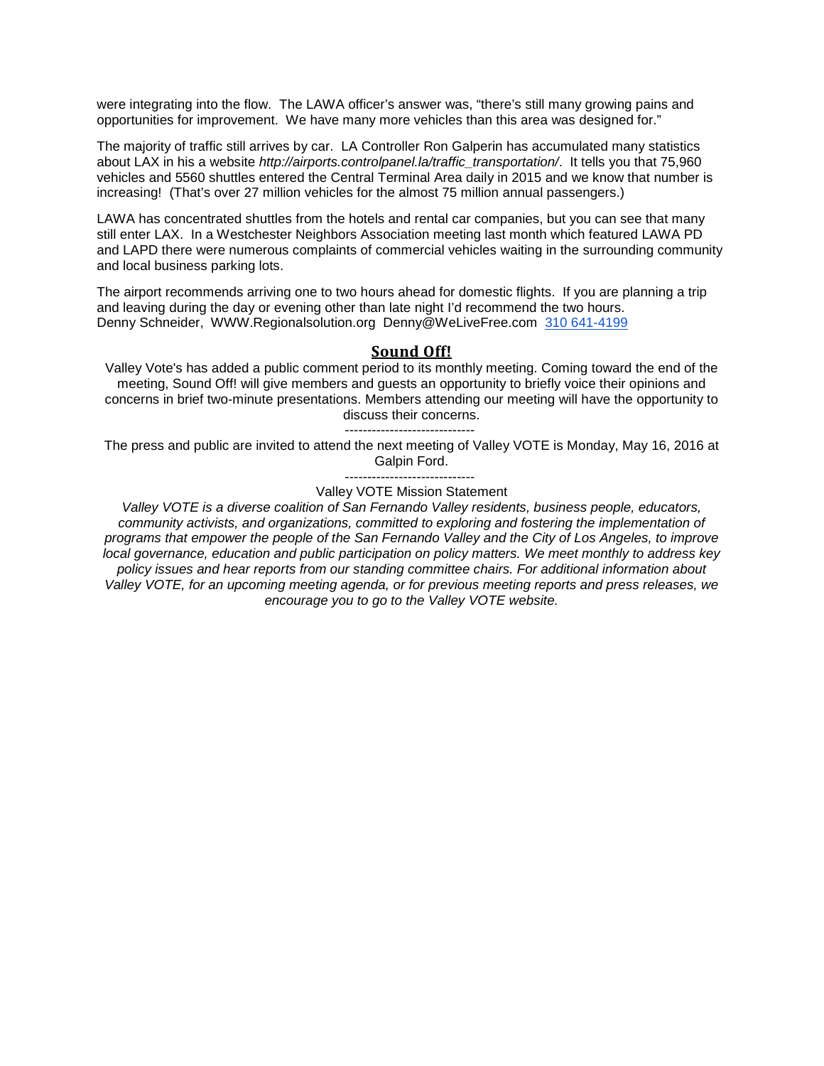were integrating into the flow. The LAWA officer's answer was, "there's still many growing pains and opportunities for improvement. We have many more vehicles than this area was designed for."

The majority of traffic still arrives by car. LA Controller Ron Galperin has accumulated many statistics about LAX in his a website *http://airports.controlpanel.la/traffic_transportation/*. It tells you that 75,960 vehicles and 5560 shuttles entered the Central Terminal Area daily in 2015 and we know that number is increasing! (That's over 27 million vehicles for the almost 75 million annual passengers.)

LAWA has concentrated shuttles from the hotels and rental car companies, but you can see that many still enter LAX. In a Westchester Neighbors Association meeting last month which featured LAWA PD and LAPD there were numerous complaints of commercial vehicles waiting in the surrounding community and local business parking lots.

The airport recommends arriving one to two hours ahead for domestic flights. If you are planning a trip and leaving during the day or evening other than late night I'd recommend the two hours.
Denny Schneider, WWW.Regionalsolution.org Denny@WeLiveFree.com 310 641-4199

## Sound Off!

Valley Vote's has added a public comment period to its monthly meeting. Coming toward the end of the meeting, Sound Off! will give members and guests an opportunity to briefly voice their opinions and concerns in brief two-minute presentations. Members attending our meeting will have the opportunity to discuss their concerns.

-----------------------------

The press and public are invited to attend the next meeting of Valley VOTE is Monday, May 16, 2016 at Galpin Ford.

-----------------------------

Valley VOTE Mission Statement

*Valley VOTE is a diverse coalition of San Fernando Valley residents, business people, educators, community activists, and organizations, committed to exploring and fostering the implementation of programs that empower the people of the San Fernando Valley and the City of Los Angeles, to improve local governance, education and public participation on policy matters. We meet monthly to address key policy issues and hear reports from our standing committee chairs. For additional information about Valley VOTE, for an upcoming meeting agenda, or for previous meeting reports and press releases, we encourage you to go to the Valley VOTE website.*